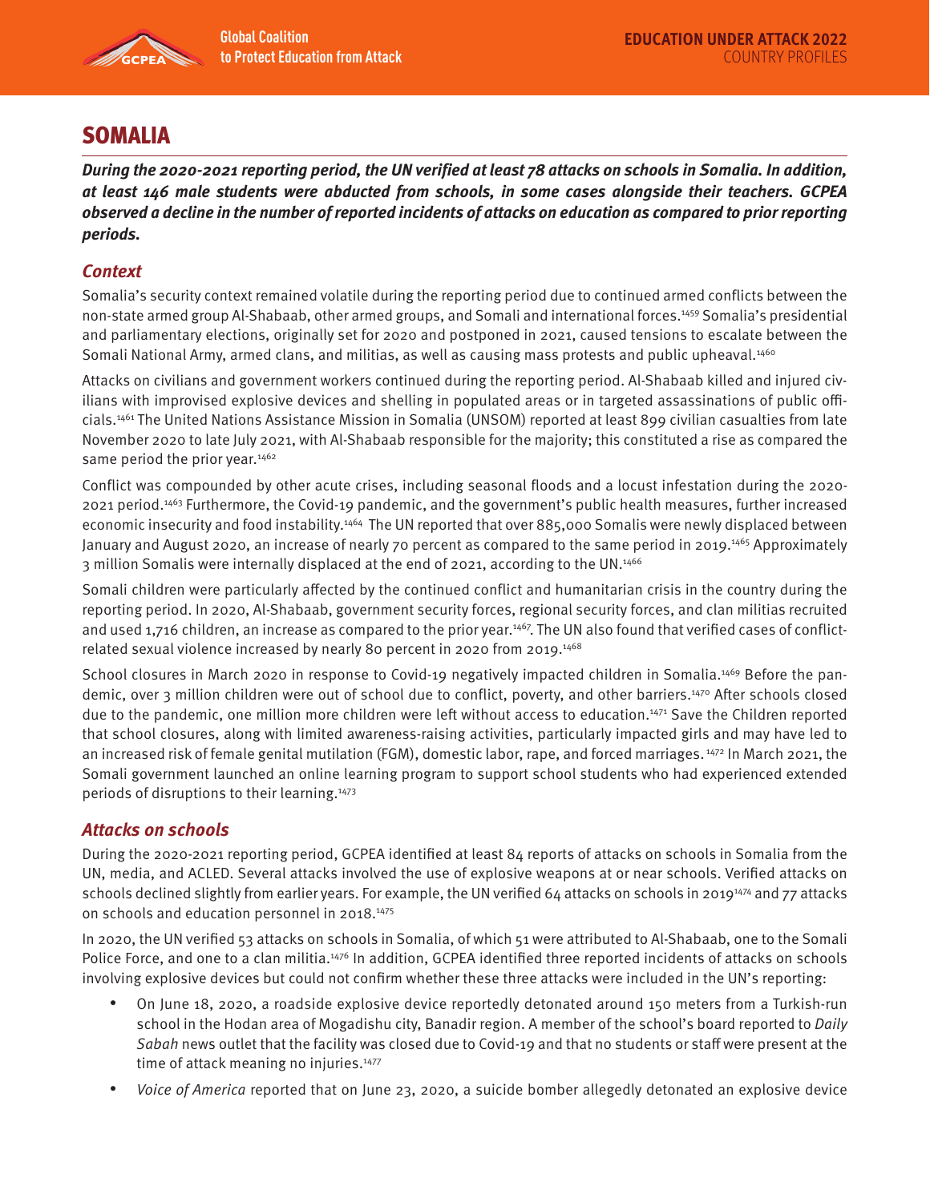# SOMALIA

***During the 2020-2021 reporting period, the UN verified at least 78 attacks on schools in Somalia. In addition, at least 146 male students were abducted from schools, in some cases alongside their teachers. GCPEA observed a decline in the number of reported incidents of attacks on education as compared to prior reporting periods.***

## *Context*

Somalia's security context remained volatile during the reporting period due to continued armed conflicts between the non-state armed group Al-Shabaab, other armed groups, and Somali and international forces.[1459] Somalia's presidential and parliamentary elections, originally set for 2020 and postponed in 2021, caused tensions to escalate between the Somali National Army, armed clans, and militias, as well as causing mass protests and public upheaval.[1460]

Attacks on civilians and government workers continued during the reporting period. Al-Shabaab killed and injured civilians with improvised explosive devices and shelling in populated areas or in targeted assassinations of public officials.[1461] The United Nations Assistance Mission in Somalia (UNSOM) reported at least 899 civilian casualties from late November 2020 to late July 2021, with Al-Shabaab responsible for the majority; this constituted a rise as compared the same period the prior year.[1462]

Conflict was compounded by other acute crises, including seasonal floods and a locust infestation during the 2020-2021 period.[1463] Furthermore, the Covid-19 pandemic, and the government's public health measures, further increased economic insecurity and food instability.[1464] The UN reported that over 885,000 Somalis were newly displaced between January and August 2020, an increase of nearly 70 percent as compared to the same period in 2019.[1465] Approximately 3 million Somalis were internally displaced at the end of 2021, according to the UN.[1466]

Somali children were particularly affected by the continued conflict and humanitarian crisis in the country during the reporting period. In 2020, Al-Shabaab, government security forces, regional security forces, and clan militias recruited and used 1,716 children, an increase as compared to the prior year.[1467]. The UN also found that verified cases of conflict-related sexual violence increased by nearly 80 percent in 2020 from 2019.[1468]

School closures in March 2020 in response to Covid-19 negatively impacted children in Somalia.[1469] Before the pandemic, over 3 million children were out of school due to conflict, poverty, and other barriers.[1470] After schools closed due to the pandemic, one million more children were left without access to education.[1471] Save the Children reported that school closures, along with limited awareness-raising activities, particularly impacted girls and may have led to an increased risk of female genital mutilation (FGM), domestic labor, rape, and forced marriages.[1472] In March 2021, the Somali government launched an online learning program to support school students who had experienced extended periods of disruptions to their learning.[1473]

## *Attacks on schools*

During the 2020-2021 reporting period, GCPEA identified at least 84 reports of attacks on schools in Somalia from the UN, media, and ACLED. Several attacks involved the use of explosive weapons at or near schools. Verified attacks on schools declined slightly from earlier years. For example, the UN verified 64 attacks on schools in 2019[1474] and 77 attacks on schools and education personnel in 2018.[1475]

In 2020, the UN verified 53 attacks on schools in Somalia, of which 51 were attributed to Al-Shabaab, one to the Somali Police Force, and one to a clan militia.[1476] In addition, GCPEA identified three reported incidents of attacks on schools involving explosive devices but could not confirm whether these three attacks were included in the UN's reporting:

- On June 18, 2020, a roadside explosive device reportedly detonated around 150 meters from a Turkish-run school in the Hodan area of Mogadishu city, Banadir region. A member of the school's board reported to *Daily Sabah* news outlet that the facility was closed due to Covid-19 and that no students or staff were present at the time of attack meaning no injuries.[1477]
- *Voice of America* reported that on June 23, 2020, a suicide bomber allegedly detonated an explosive device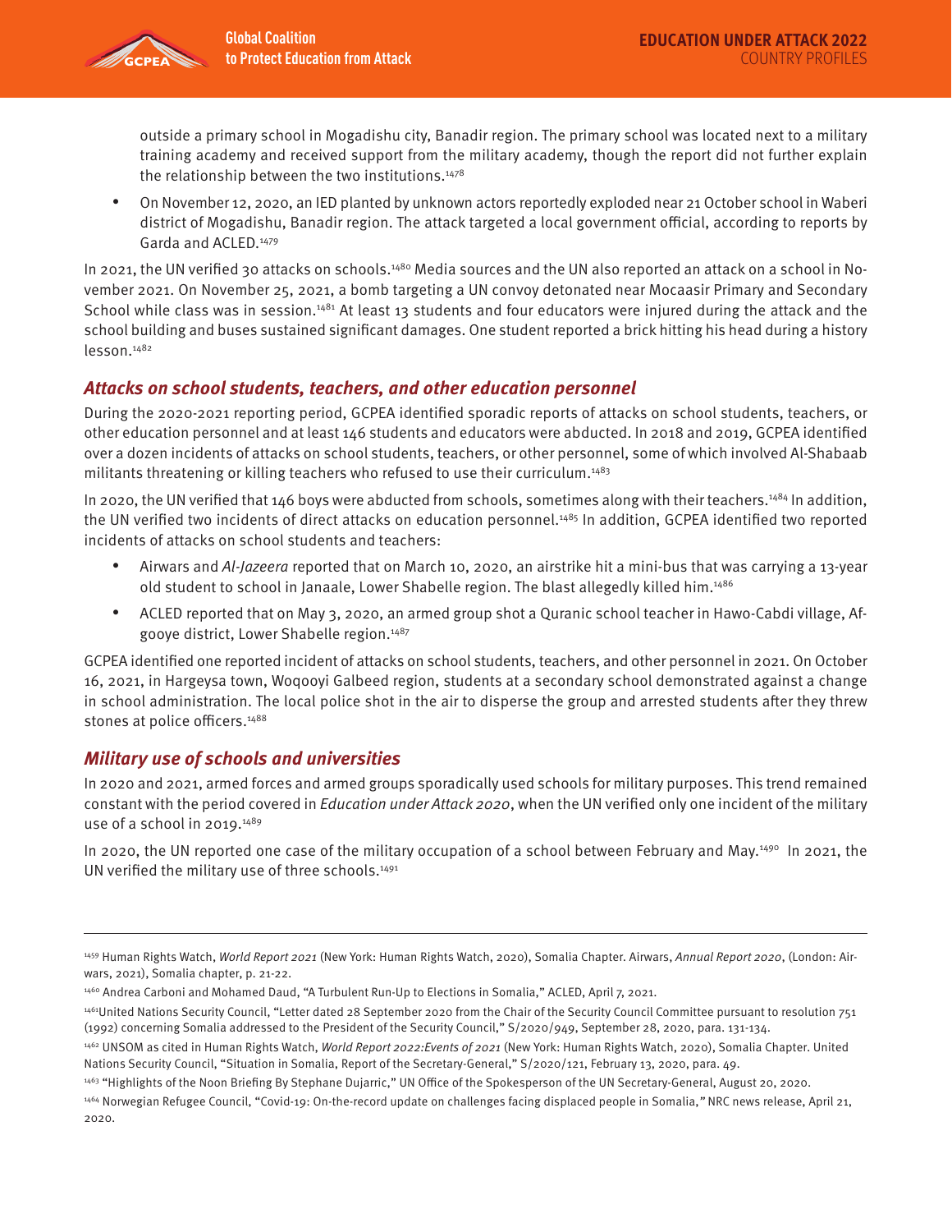outside a primary school in Mogadishu city, Banadir region. The primary school was located next to a military training academy and received support from the military academy, though the report did not further explain the relationship between the two institutions.[1478]

- On November 12, 2020, an IED planted by unknown actors reportedly exploded near 21 October school in Waberi district of Mogadishu, Banadir region. The attack targeted a local government official, according to reports by Garda and ACLED.[1479]

In 2021, the UN verified 30 attacks on schools.[1480] Media sources and the UN also reported an attack on a school in November 2021. On November 25, 2021, a bomb targeting a UN convoy detonated near Mocaasir Primary and Secondary School while class was in session.[1481] At least 13 students and four educators were injured during the attack and the school building and buses sustained significant damages. One student reported a brick hitting his head during a history lesson.[1482]

### *Attacks on school students, teachers, and other education personnel*

During the 2020-2021 reporting period, GCPEA identified sporadic reports of attacks on school students, teachers, or other education personnel and at least 146 students and educators were abducted. In 2018 and 2019, GCPEA identified over a dozen incidents of attacks on school students, teachers, or other personnel, some of which involved Al-Shabaab militants threatening or killing teachers who refused to use their curriculum.[1483]

In 2020, the UN verified that 146 boys were abducted from schools, sometimes along with their teachers.[1484] In addition, the UN verified two incidents of direct attacks on education personnel.[1485] In addition, GCPEA identified two reported incidents of attacks on school students and teachers:

- Airwars and *Al-Jazeera* reported that on March 10, 2020, an airstrike hit a mini-bus that was carrying a 13-year old student to school in Janaale, Lower Shabelle region. The blast allegedly killed him.[1486]
- ACLED reported that on May 3, 2020, an armed group shot a Quranic school teacher in Hawo-Cabdi village, Afgooye district, Lower Shabelle region.[1487]

GCPEA identified one reported incident of attacks on school students, teachers, and other personnel in 2021. On October 16, 2021, in Hargeysa town, Woqooyi Galbeed region, students at a secondary school demonstrated against a change in school administration. The local police shot in the air to disperse the group and arrested students after they threw stones at police officers.[1488]

### *Military use of schools and universities*

In 2020 and 2021, armed forces and armed groups sporadically used schools for military purposes. This trend remained constant with the period covered in *Education under Attack 2020*, when the UN verified only one incident of the military use of a school in 2019.[1489]

In 2020, the UN reported one case of the military occupation of a school between February and May.[1490] In 2021, the UN verified the military use of three schools.[1491]

---

[1459] Human Rights Watch, *World Report 2021* (New York: Human Rights Watch, 2020), Somalia Chapter. Airwars, *Annual Report 2020*, (London: Airwars, 2021), Somalia chapter, p. 21-22.

[1460] Andrea Carboni and Mohamed Daud, "A Turbulent Run-Up to Elections in Somalia," ACLED, April 7, 2021.

[1461] United Nations Security Council, "Letter dated 28 September 2020 from the Chair of the Security Council Committee pursuant to resolution 751 (1992) concerning Somalia addressed to the President of the Security Council," S/2020/949, September 28, 2020, para. 131-134.

[1462] UNSOM as cited in Human Rights Watch, *World Report 2022:Events of 2021* (New York: Human Rights Watch, 2020), Somalia Chapter. United Nations Security Council, "Situation in Somalia, Report of the Secretary-General," S/2020/121, February 13, 2020, para. 49.

[1463] "Highlights of the Noon Briefing By Stephane Dujarric," UN Office of the Spokesperson of the UN Secretary-General, August 20, 2020.

[1464] Norwegian Refugee Council, "Covid-19: On-the-record update on challenges facing displaced people in Somalia," NRC news release, April 21, 2020.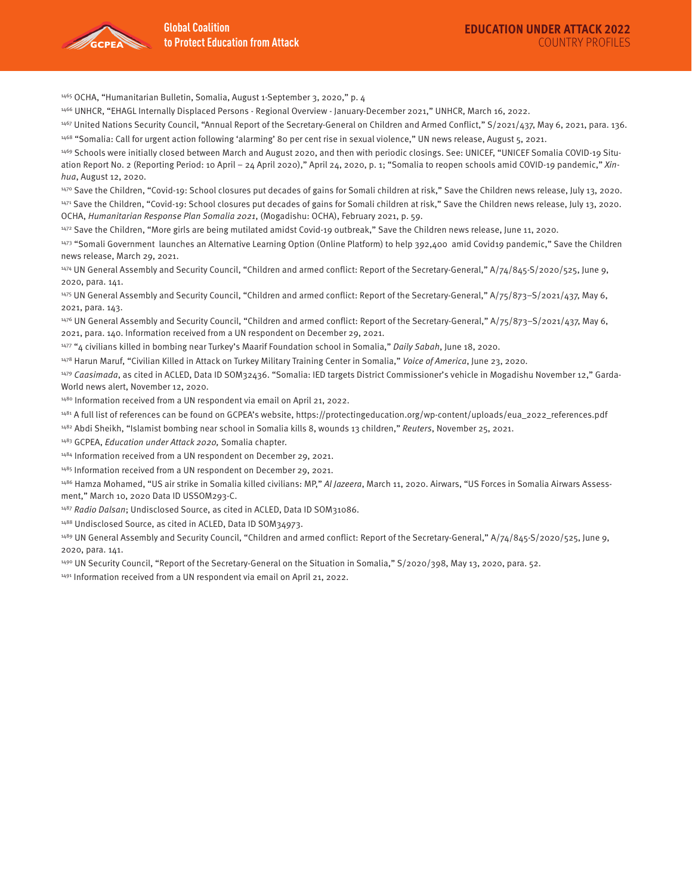[1465] OCHA, "Humanitarian Bulletin, Somalia, August 1-September 3, 2020," p. 4

[1466] UNHCR, "EHAGL Internally Displaced Persons - Regional Overview - January-December 2021," UNHCR, March 16, 2022.

[1467] United Nations Security Council, "Annual Report of the Secretary-General on Children and Armed Conflict," S/2021/437, May 6, 2021, para. 136.

[1468] "Somalia: Call for urgent action following 'alarming' 80 per cent rise in sexual violence," UN news release, August 5, 2021.

[1469] Schools were initially closed between March and August 2020, and then with periodic closings. See: UNICEF, "UNICEF Somalia COVID-19 Situation Report No. 2 (Reporting Period: 10 April – 24 April 2020)," April 24, 2020, p. 1; "Somalia to reopen schools amid COVID-19 pandemic," *Xinhua*, August 12, 2020.

[1470] Save the Children, "Covid-19: School closures put decades of gains for Somali children at risk," Save the Children news release, July 13, 2020.

[1471] Save the Children, "Covid-19: School closures put decades of gains for Somali children at risk," Save the Children news release, July 13, 2020. OCHA, *Humanitarian Response Plan Somalia 2021*, (Mogadishu: OCHA), February 2021, p. 59.

[1472] Save the Children, "More girls are being mutilated amidst Covid-19 outbreak," Save the Children news release, June 11, 2020.

[1473] "Somali Government launches an Alternative Learning Option (Online Platform) to help 392,400 amid Covid19 pandemic," Save the Children news release, March 29, 2021.

[1474] UN General Assembly and Security Council, "Children and armed conflict: Report of the Secretary-General," A/74/845-S/2020/525, June 9, 2020, para. 141.

[1475] UN General Assembly and Security Council, "Children and armed conflict: Report of the Secretary-General," A/75/873–S/2021/437, May 6, 2021, para. 143.

[1476] UN General Assembly and Security Council, "Children and armed conflict: Report of the Secretary-General," A/75/873–S/2021/437, May 6, 2021, para. 140. Information received from a UN respondent on December 29, 2021.

[1477] "4 civilians killed in bombing near Turkey's Maarif Foundation school in Somalia," *Daily Sabah*, June 18, 2020.

[1478] Harun Maruf, "Civilian Killed in Attack on Turkey Military Training Center in Somalia," *Voice of America*, June 23, 2020.

[1479] *Caasimada*, as cited in ACLED, Data ID SOM32436. "Somalia: IED targets District Commissioner's vehicle in Mogadishu November 12," GardaWorld news alert, November 12, 2020.

[1480] Information received from a UN respondent via email on April 21, 2022.

[1481] A full list of references can be found on GCPEA's website, https://protectingeducation.org/wp-content/uploads/eua_2022_references.pdf

[1482] Abdi Sheikh, "Islamist bombing near school in Somalia kills 8, wounds 13 children," *Reuters*, November 25, 2021.

[1483] GCPEA, *Education under Attack 2020,* Somalia chapter.

[1484] Information received from a UN respondent on December 29, 2021.

[1485] Information received from a UN respondent on December 29, 2021.

[1486] Hamza Mohamed, "US air strike in Somalia killed civilians: MP," *Al Jazeera*, March 11, 2020. Airwars, "US Forces in Somalia Airwars Assessment," March 10, 2020 Data ID USSOM293-C.

[1487] *Radio Dalsan*; Undisclosed Source, as cited in ACLED, Data ID SOM31086.

[1488] Undisclosed Source, as cited in ACLED, Data ID SOM34973.

[1489] UN General Assembly and Security Council, "Children and armed conflict: Report of the Secretary-General," A/74/845-S/2020/525, June 9, 2020, para. 141.

[1490] UN Security Council, "Report of the Secretary-General on the Situation in Somalia," S/2020/398, May 13, 2020, para. 52.

[1491] Information received from a UN respondent via email on April 21, 2022.